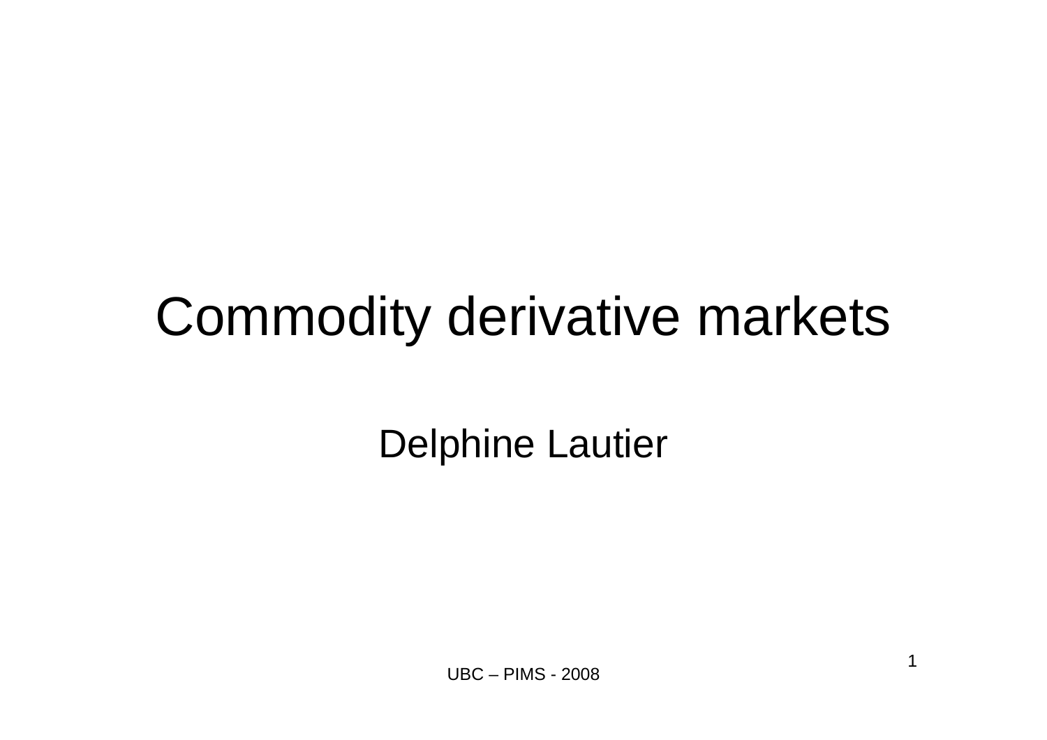# Commodity derivative markets

Delphine Lautier

UBC – PIMS - 2008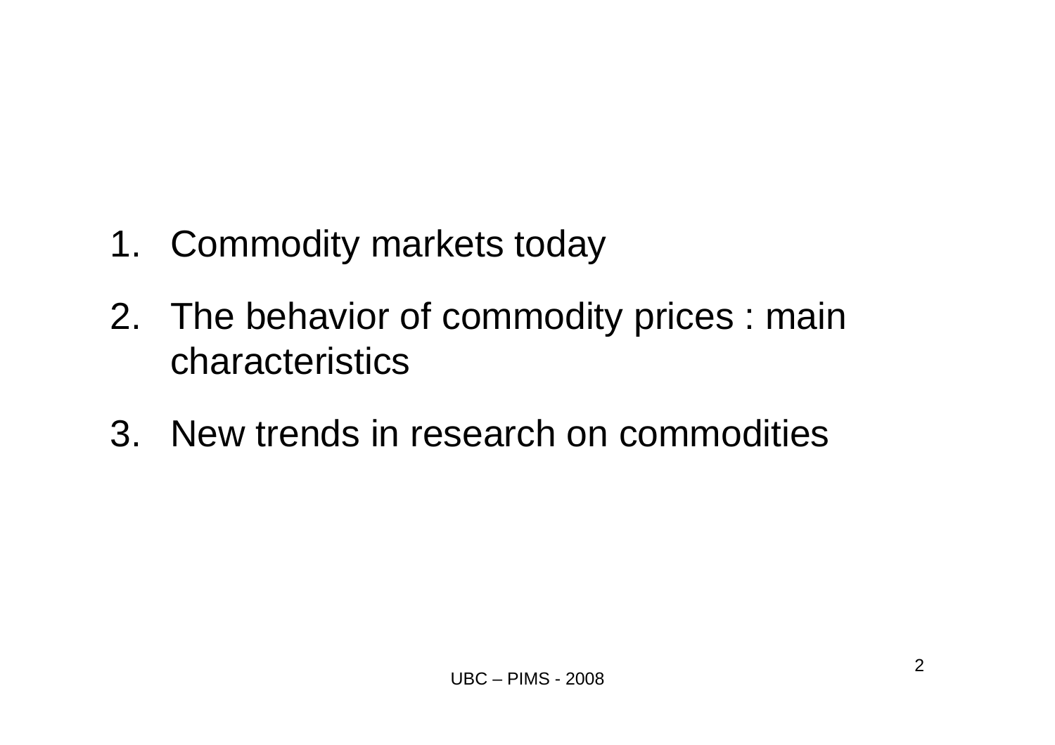1. Commodity markets today
2. The behavior of commodity prices : main characteristics
3. New trends in research on commodities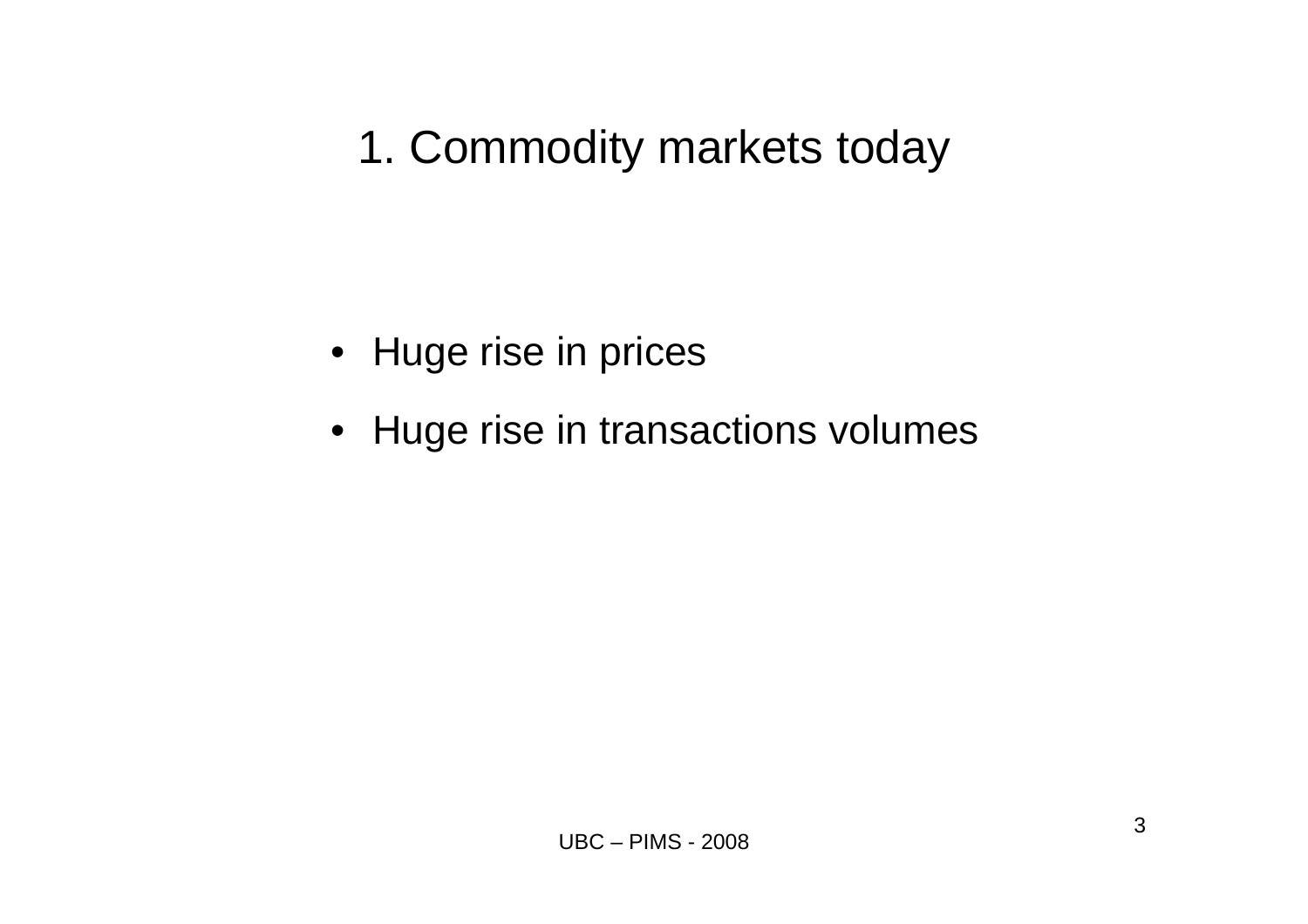# 1. Commodity markets today

- Huge rise in prices
- Huge rise in transactions volumes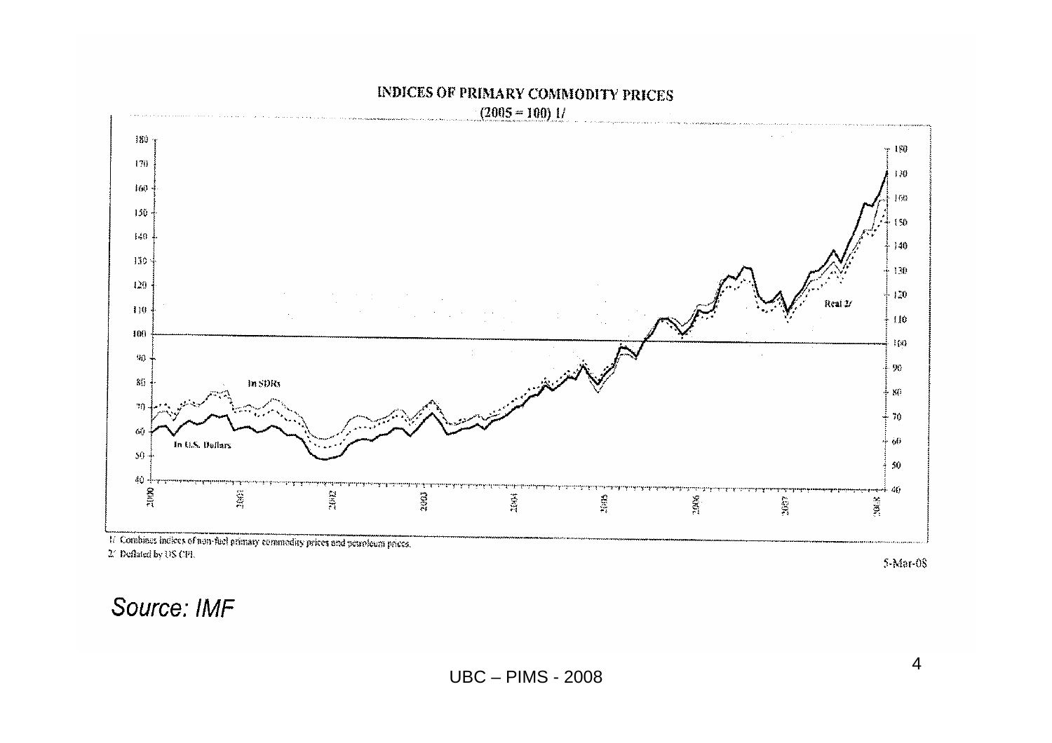**INDICES OF PRIMARY COMMODITY PRICES**

(2005 = 100) 1/

1/ Combines indices of non-fuel primary commodity prices and petroleum prices.

2/ Deflated by US CPI.

5-Mar-08

*Source: IMF*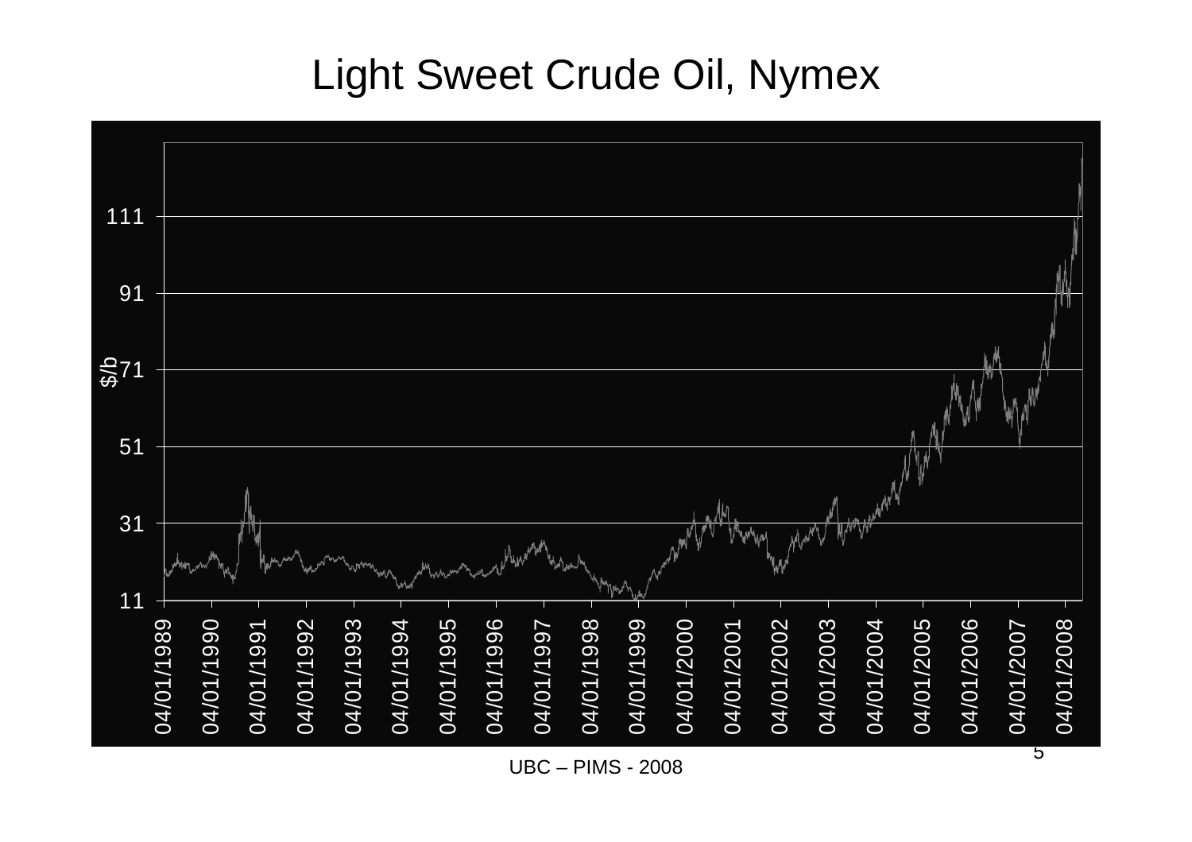# Light Sweet Crude Oil, Nymex

$/b

111

91

71

51

31

11

04/01/1989 04/01/1990 04/01/1991 04/01/1992 04/01/1993 04/01/1994 04/01/1995 04/01/1996 04/01/1997 04/01/1998 04/01/1999 04/01/2000 04/01/2001 04/01/2002 04/01/2003 04/01/2004 04/01/2005 04/01/2006 04/01/2007 04/01/2008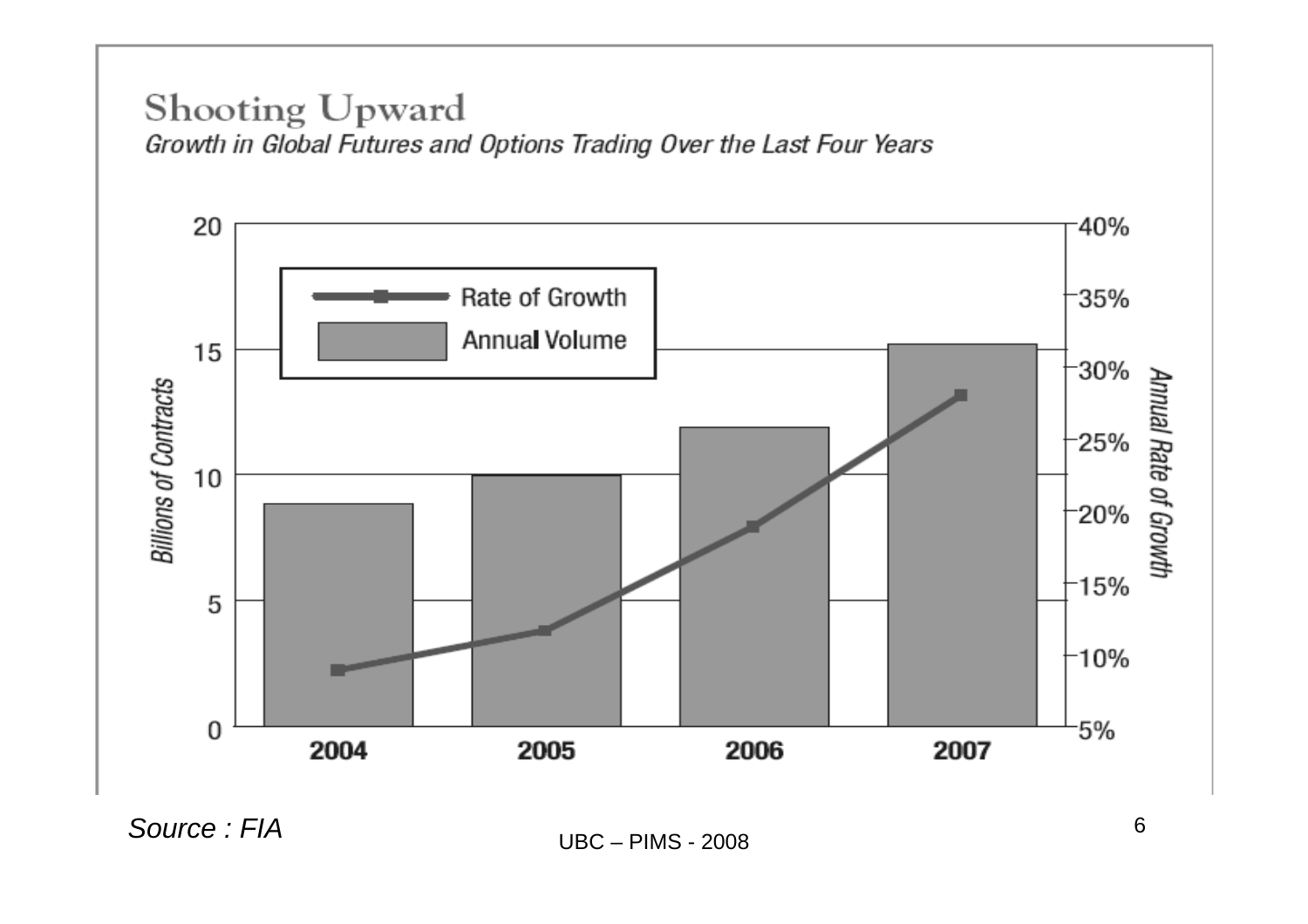## Shooting Upward

*Growth in Global Futures and Options Trading Over the Last Four Years*

Billions of Contracts: 0, 5, 10, 15, 20

Annual Rate of Growth: 5%, 10%, 15%, 20%, 25%, 30%, 35%, 40%

Rate of Growth

Annual Volume

2004 2005 2006 2007

*Source : FIA*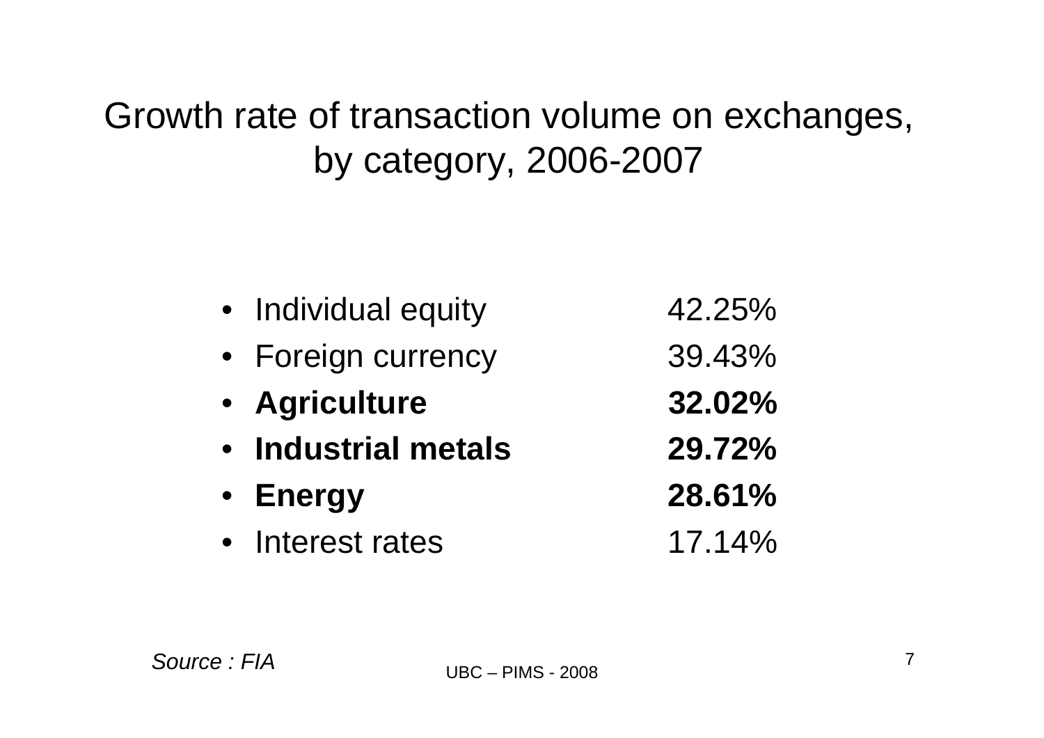# Growth rate of transaction volume on exchanges, by category, 2006-2007

- Individual equity 42.25%
- Foreign currency 39.43%
- **Agriculture 32.02%**
- **Industrial metals 29.72%**
- **Energy 28.61%**
- Interest rates 17.14%

*Source : FIA*

UBC – PIMS - 2008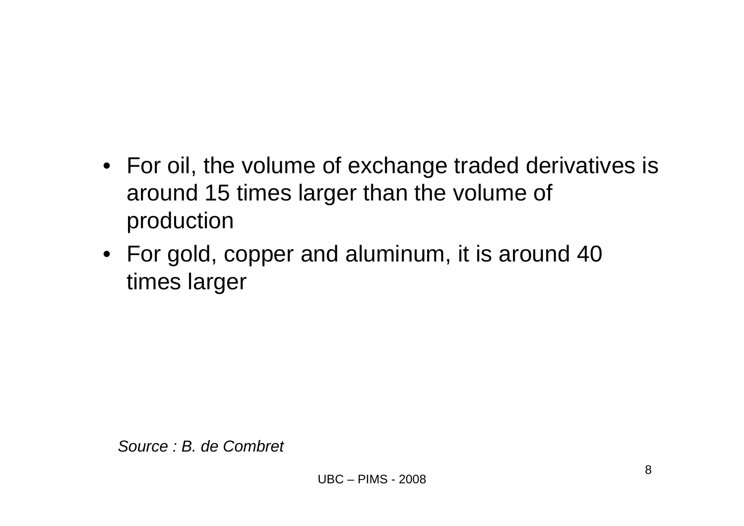- For oil, the volume of exchange traded derivatives is around 15 times larger than the volume of production
- For gold, copper and aluminum, it is around 40 times larger

*Source : B. de Combret*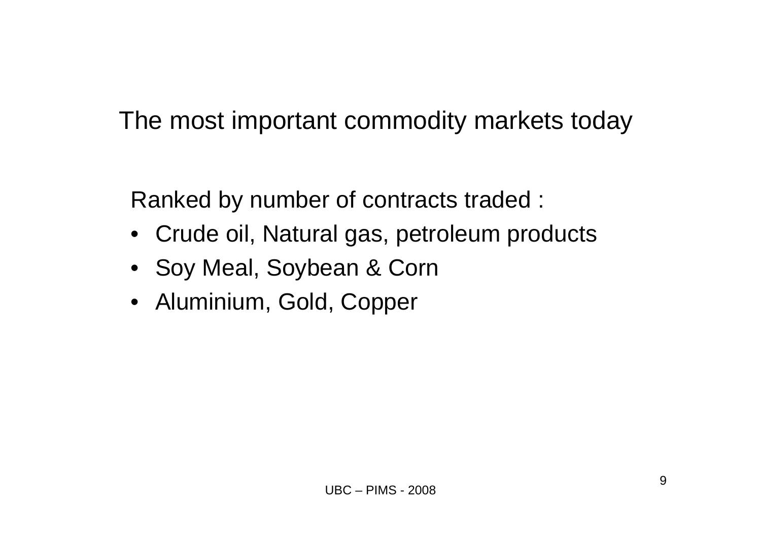# The most important commodity markets today

Ranked by number of contracts traded :

- Crude oil, Natural gas, petroleum products
- Soy Meal, Soybean & Corn
- Aluminium, Gold, Copper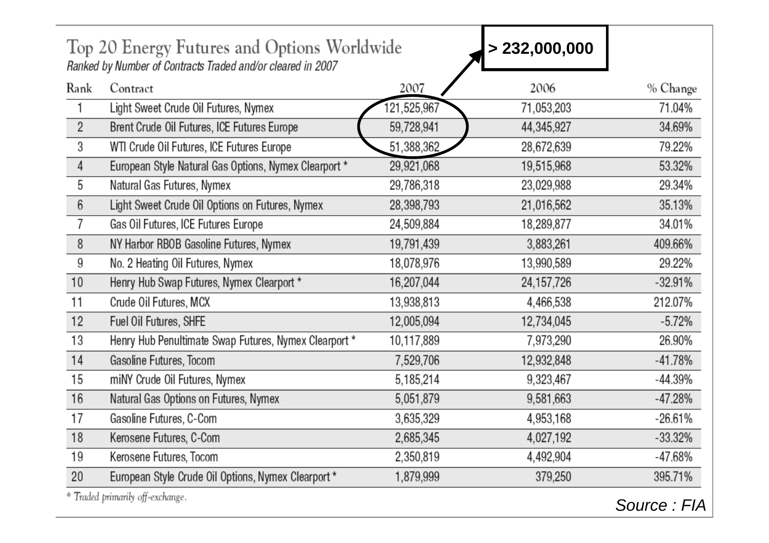## Top 20 Energy Futures and Options Worldwide

*Ranked by Number of Contracts Traded and/or cleared in 2007*

**> 232,000,000**

| Rank | Contract | 2007 | 2006 | % Change |
|---|---|---|---|---|
| 1 | Light Sweet Crude Oil Futures, Nymex | 121,525,967 | 71,053,203 | 71.04% |
| 2 | Brent Crude Oil Futures, ICE Futures Europe | 59,728,941 | 44,345,927 | 34.69% |
| 3 | WTI Crude Oil Futures, ICE Futures Europe | 51,388,362 | 28,672,639 | 79.22% |
| 4 | European Style Natural Gas Options, Nymex Clearport * | 29,921,068 | 19,515,968 | 53.32% |
| 5 | Natural Gas Futures, Nymex | 29,786,318 | 23,029,988 | 29.34% |
| 6 | Light Sweet Crude Oil Options on Futures, Nymex | 28,398,793 | 21,016,562 | 35.13% |
| 7 | Gas Oil Futures, ICE Futures Europe | 24,509,884 | 18,289,877 | 34.01% |
| 8 | NY Harbor RBOB Gasoline Futures, Nymex | 19,791,439 | 3,883,261 | 409.66% |
| 9 | No. 2 Heating Oil Futures, Nymex | 18,078,976 | 13,990,589 | 29.22% |
| 10 | Henry Hub Swap Futures, Nymex Clearport * | 16,207,044 | 24,157,726 | -32.91% |
| 11 | Crude Oil Futures, MCX | 13,938,813 | 4,466,538 | 212.07% |
| 12 | Fuel Oil Futures, SHFE | 12,005,094 | 12,734,045 | -5.72% |
| 13 | Henry Hub Penultimate Swap Futures, Nymex Clearport * | 10,117,889 | 7,973,290 | 26.90% |
| 14 | Gasoline Futures, Tocom | 7,529,706 | 12,932,848 | -41.78% |
| 15 | miNY Crude Oil Futures, Nymex | 5,185,214 | 9,323,467 | -44.39% |
| 16 | Natural Gas Options on Futures, Nymex | 5,051,879 | 9,581,663 | -47.28% |
| 17 | Gasoline Futures, C-Com | 3,635,329 | 4,953,168 | -26.61% |
| 18 | Kerosene Futures, C-Com | 2,685,345 | 4,027,192 | -33.32% |
| 19 | Kerosene Futures, Tocom | 2,350,819 | 4,492,904 | -47.68% |
| 20 | European Style Crude Oil Options, Nymex Clearport * | 1,879,999 | 379,250 | 395.71% |

\* *Traded primarily off-exchange.*

*Source : FIA*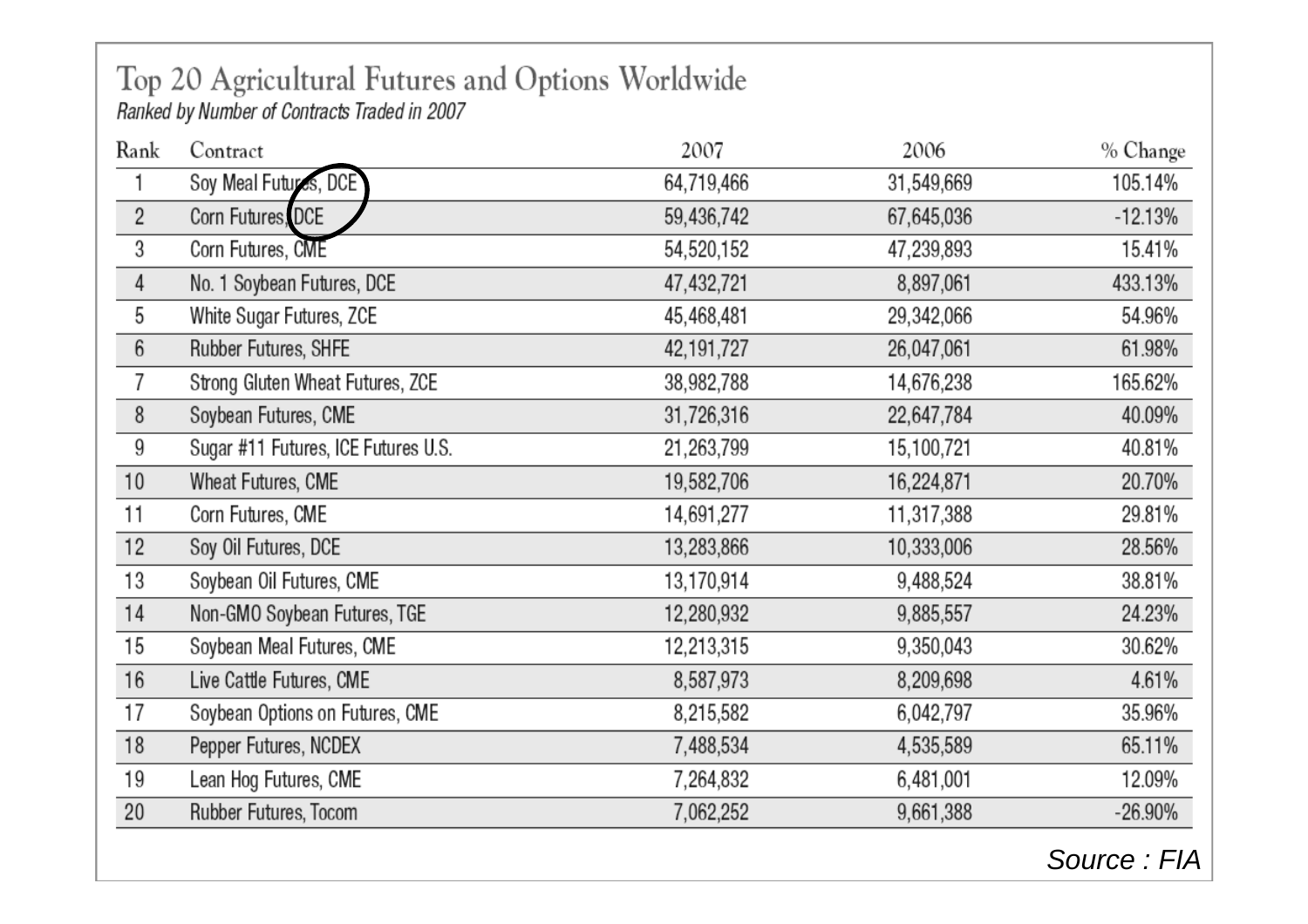# Top 20 Agricultural Futures and Options Worldwide

*Ranked by Number of Contracts Traded in 2007*

| Rank | Contract | 2007 | 2006 | % Change |
|---|---|---|---|---|
| 1 | Soy Meal Futures, DCE | 64,719,466 | 31,549,669 | 105.14% |
| 2 | Corn Futures, DCE | 59,436,742 | 67,645,036 | -12.13% |
| 3 | Corn Futures, CME | 54,520,152 | 47,239,893 | 15.41% |
| 4 | No. 1 Soybean Futures, DCE | 47,432,721 | 8,897,061 | 433.13% |
| 5 | White Sugar Futures, ZCE | 45,468,481 | 29,342,066 | 54.96% |
| 6 | Rubber Futures, SHFE | 42,191,727 | 26,047,061 | 61.98% |
| 7 | Strong Gluten Wheat Futures, ZCE | 38,982,788 | 14,676,238 | 165.62% |
| 8 | Soybean Futures, CME | 31,726,316 | 22,647,784 | 40.09% |
| 9 | Sugar #11 Futures, ICE Futures U.S. | 21,263,799 | 15,100,721 | 40.81% |
| 10 | Wheat Futures, CME | 19,582,706 | 16,224,871 | 20.70% |
| 11 | Corn Futures, CME | 14,691,277 | 11,317,388 | 29.81% |
| 12 | Soy Oil Futures, DCE | 13,283,866 | 10,333,006 | 28.56% |
| 13 | Soybean Oil Futures, CME | 13,170,914 | 9,488,524 | 38.81% |
| 14 | Non-GMO Soybean Futures, TGE | 12,280,932 | 9,885,557 | 24.23% |
| 15 | Soybean Meal Futures, CME | 12,213,315 | 9,350,043 | 30.62% |
| 16 | Live Cattle Futures, CME | 8,587,973 | 8,209,698 | 4.61% |
| 17 | Soybean Options on Futures, CME | 8,215,582 | 6,042,797 | 35.96% |
| 18 | Pepper Futures, NCDEX | 7,488,534 | 4,535,589 | 65.11% |
| 19 | Lean Hog Futures, CME | 7,264,832 | 6,481,001 | 12.09% |
| 20 | Rubber Futures, Tocom | 7,062,252 | 9,661,388 | -26.90% |

*Source : FIA*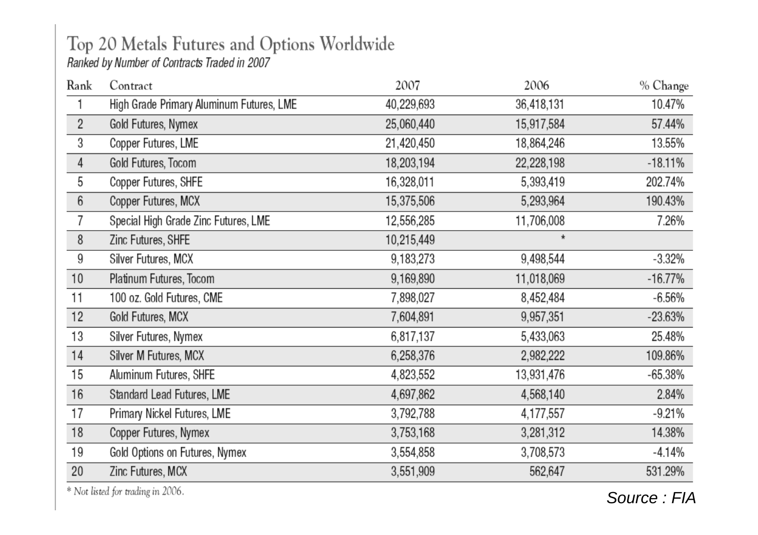# Top 20 Metals Futures and Options Worldwide

*Ranked by Number of Contracts Traded in 2007*

| Rank | Contract | 2007 | 2006 | % Change |
|---|---|---|---|---|
| 1 | High Grade Primary Aluminum Futures, LME | 40,229,693 | 36,418,131 | 10.47% |
| 2 | Gold Futures, Nymex | 25,060,440 | 15,917,584 | 57.44% |
| 3 | Copper Futures, LME | 21,420,450 | 18,864,246 | 13.55% |
| 4 | Gold Futures, Tocom | 18,203,194 | 22,228,198 | -18.11% |
| 5 | Copper Futures, SHFE | 16,328,011 | 5,393,419 | 202.74% |
| 6 | Copper Futures, MCX | 15,375,506 | 5,293,964 | 190.43% |
| 7 | Special High Grade Zinc Futures, LME | 12,556,285 | 11,706,008 | 7.26% |
| 8 | Zinc Futures, SHFE | 10,215,449 | * | |
| 9 | Silver Futures, MCX | 9,183,273 | 9,498,544 | -3.32% |
| 10 | Platinum Futures, Tocom | 9,169,890 | 11,018,069 | -16.77% |
| 11 | 100 oz. Gold Futures, CME | 7,898,027 | 8,452,484 | -6.56% |
| 12 | Gold Futures, MCX | 7,604,891 | 9,957,351 | -23.63% |
| 13 | Silver Futures, Nymex | 6,817,137 | 5,433,063 | 25.48% |
| 14 | Silver M Futures, MCX | 6,258,376 | 2,982,222 | 109.86% |
| 15 | Aluminum Futures, SHFE | 4,823,552 | 13,931,476 | -65.38% |
| 16 | Standard Lead Futures, LME | 4,697,862 | 4,568,140 | 2.84% |
| 17 | Primary Nickel Futures, LME | 3,792,788 | 4,177,557 | -9.21% |
| 18 | Copper Futures, Nymex | 3,753,168 | 3,281,312 | 14.38% |
| 19 | Gold Options on Futures, Nymex | 3,554,858 | 3,708,573 | -4.14% |
| 20 | Zinc Futures, MCX | 3,551,909 | 562,647 | 531.29% |

\* *Not listed for trading in 2006.*

*Source : FIA*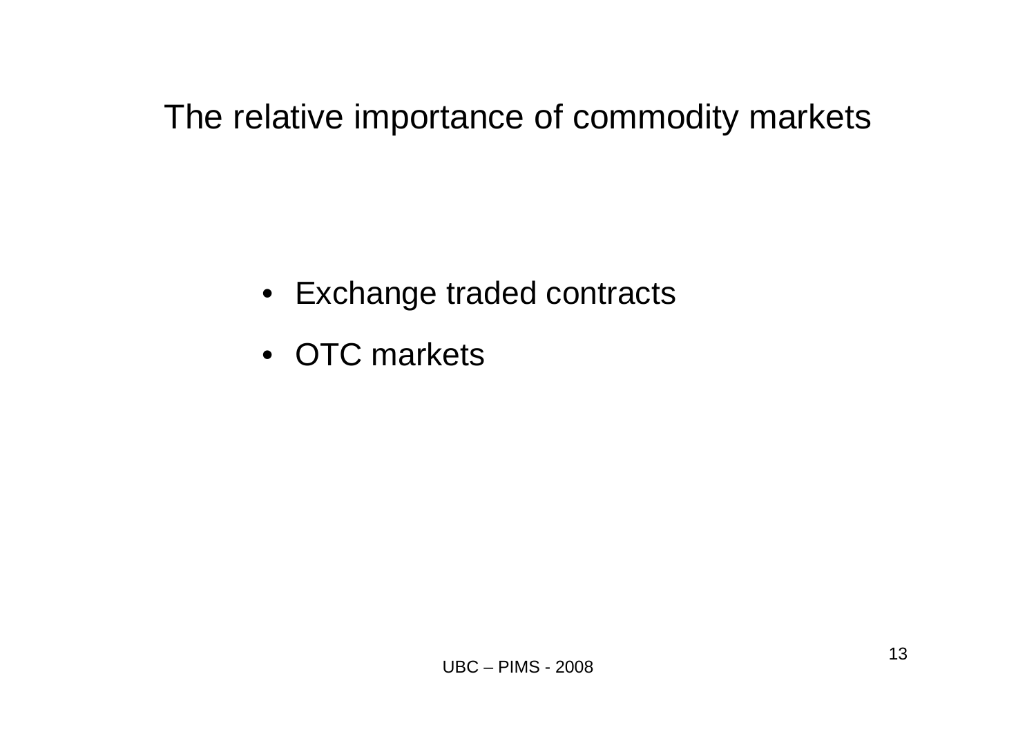# The relative importance of commodity markets

- Exchange traded contracts
- OTC markets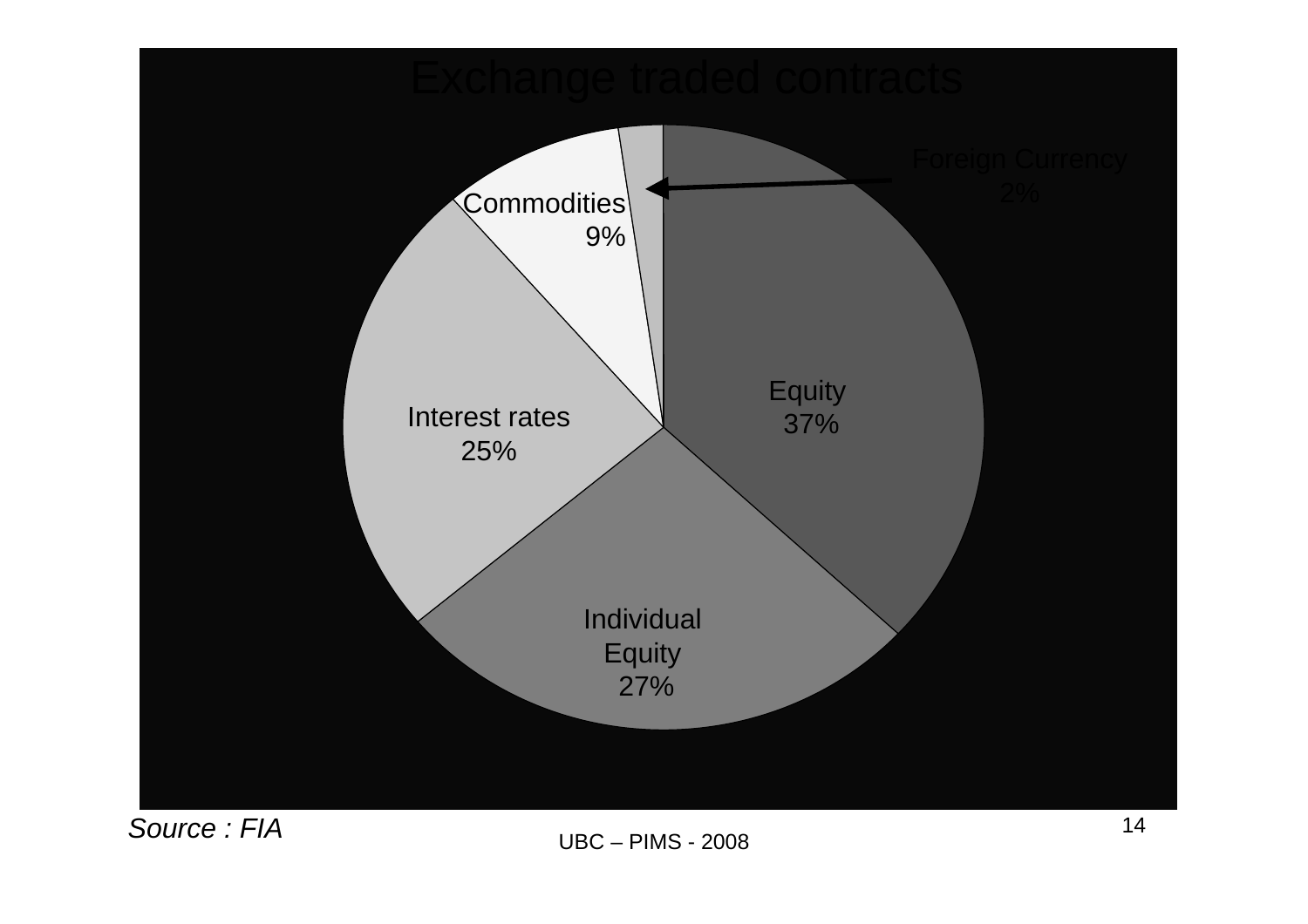# Exchange traded contracts

- Equity 37%
- Individual Equity 27%
- Interest rates 25%
- Commodities 9%
- Foreign Currency 2%

*Source : FIA*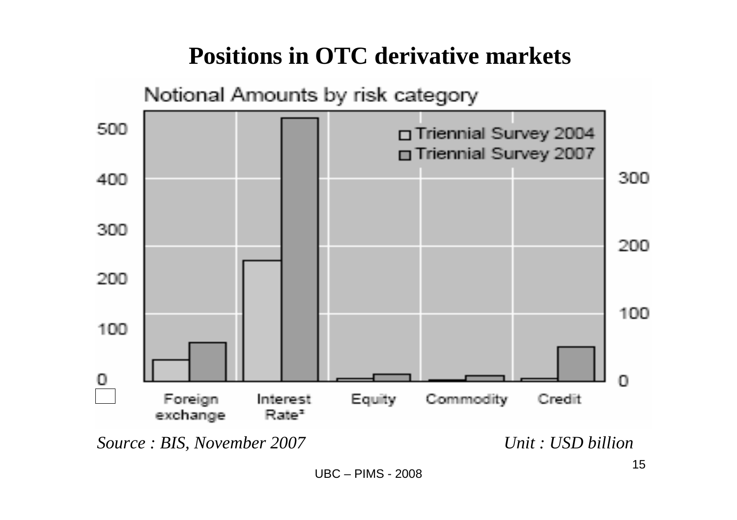# Positions in OTC derivative markets

Notional Amounts by risk category

□ Triennial Survey 2004
□ Triennial Survey 2007

Foreign exchange | Interest Rate³ | Equity | Commodity | Credit

*Source : BIS, November 2007*

*Unit : USD billion*

UBC – PIMS - 2008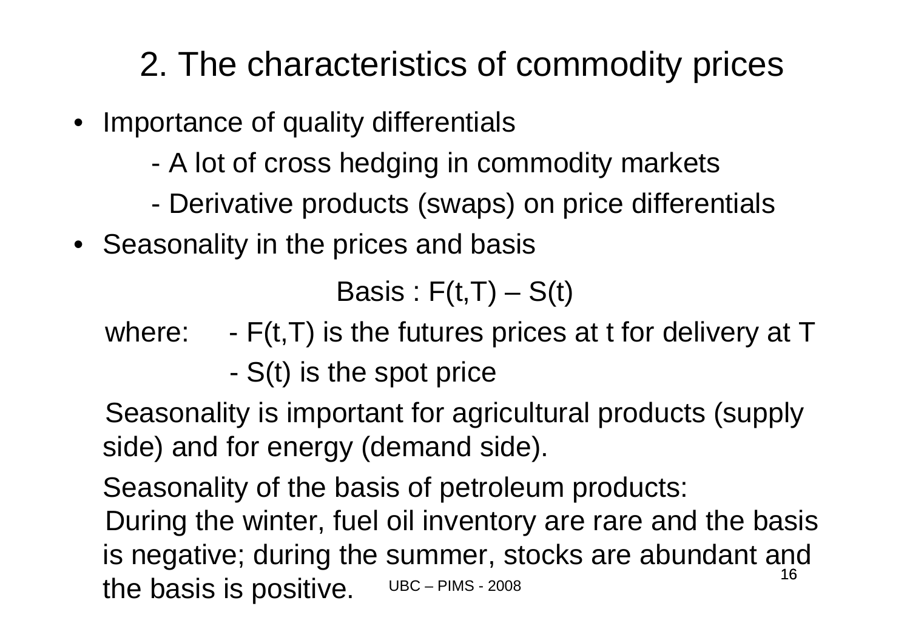# 2. The characteristics of commodity prices

- Importance of quality differentials
  - A lot of cross hedging in commodity markets
  - Derivative products (swaps) on price differentials
- Seasonality in the prices and basis

$$\text{Basis} : F(t,T) - S(t)$$

where:
- $F(t,T)$ is the futures prices at t for delivery at T
- $S(t)$ is the spot price

Seasonality is important for agricultural products (supply side) and for energy (demand side).

Seasonality of the basis of petroleum products:
During the winter, fuel oil inventory are rare and the basis is negative; during the summer, stocks are abundant and the basis is positive.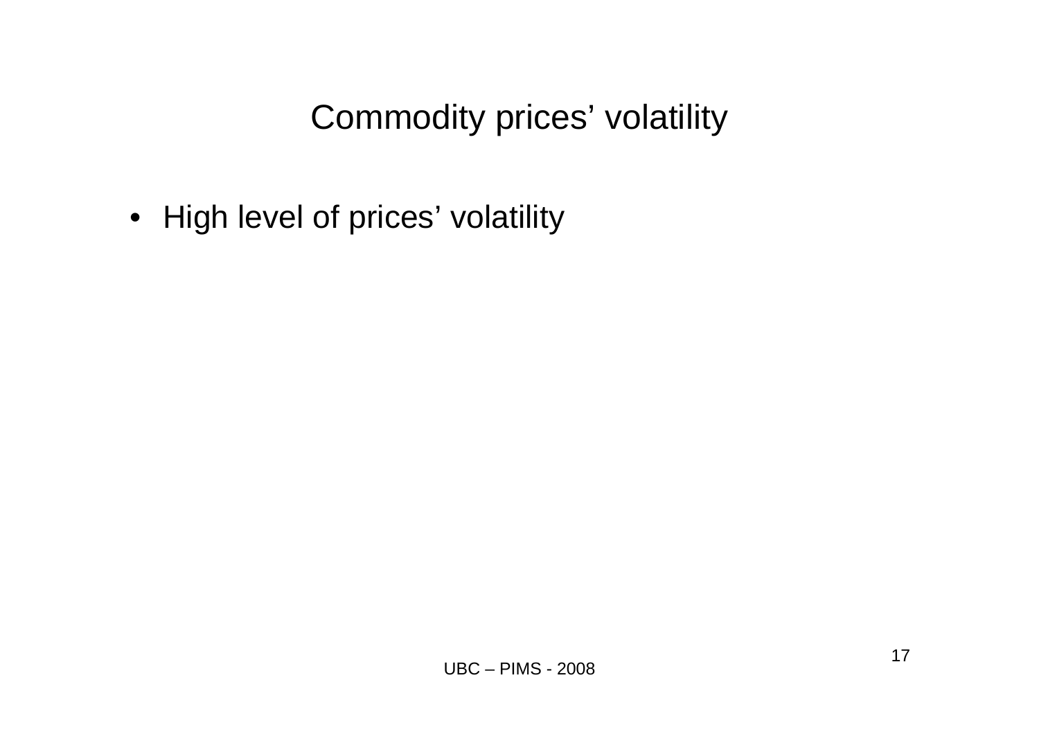# Commodity prices' volatility

- High level of prices' volatility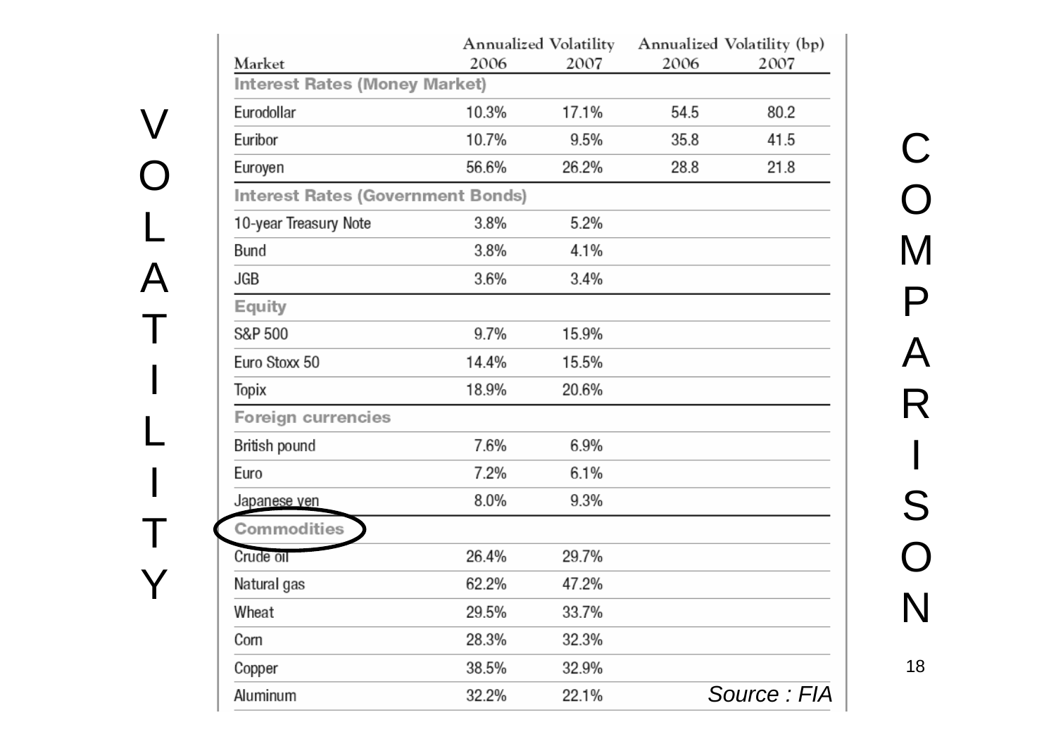# VOLATILITY COMPARISON

| Market | Annualized Volatility 2006 | Annualized Volatility 2007 | Annualized Volatility (bp) 2006 | Annualized Volatility (bp) 2007 |
|---|---|---|---|---|
| **Interest Rates (Money Market)** | | | | |
| Eurodollar | 10.3% | 17.1% | 54.5 | 80.2 |
| Euribor | 10.7% | 9.5% | 35.8 | 41.5 |
| Euroyen | 56.6% | 26.2% | 28.8 | 21.8 |
| **Interest Rates (Government Bonds)** | | | | |
| 10-year Treasury Note | 3.8% | 5.2% | | |
| Bund | 3.8% | 4.1% | | |
| JGB | 3.6% | 3.4% | | |
| **Equity** | | | | |
| S&P 500 | 9.7% | 15.9% | | |
| Euro Stoxx 50 | 14.4% | 15.5% | | |
| Topix | 18.9% | 20.6% | | |
| **Foreign currencies** | | | | |
| British pound | 7.6% | 6.9% | | |
| Euro | 7.2% | 6.1% | | |
| Japanese yen | 8.0% | 9.3% | | |
| **Commodities** | | | | |
| Crude oil | 26.4% | 29.7% | | |
| Natural gas | 62.2% | 47.2% | | |
| Wheat | 29.5% | 33.7% | | |
| Corn | 28.3% | 32.3% | | |
| Copper | 38.5% | 32.9% | | |
| Aluminum | 32.2% | 22.1% | | |

*Source : FIA*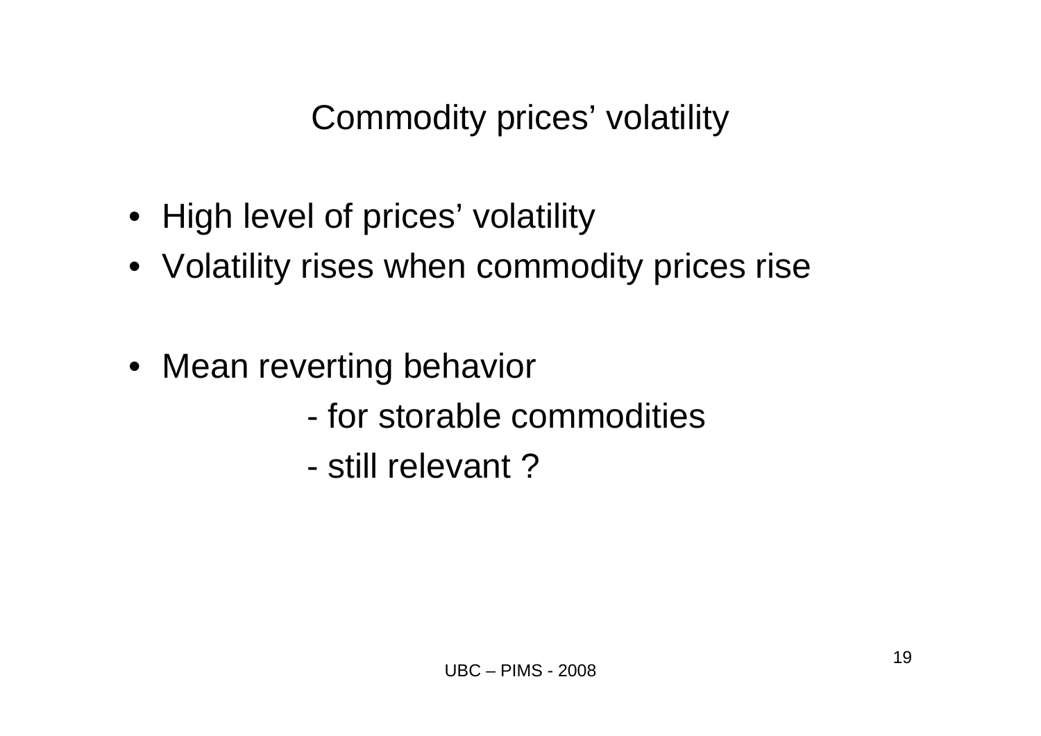# Commodity prices' volatility

- High level of prices' volatility
- Volatility rises when commodity prices rise

- Mean reverting behavior
  - for storable commodities
  - still relevant ?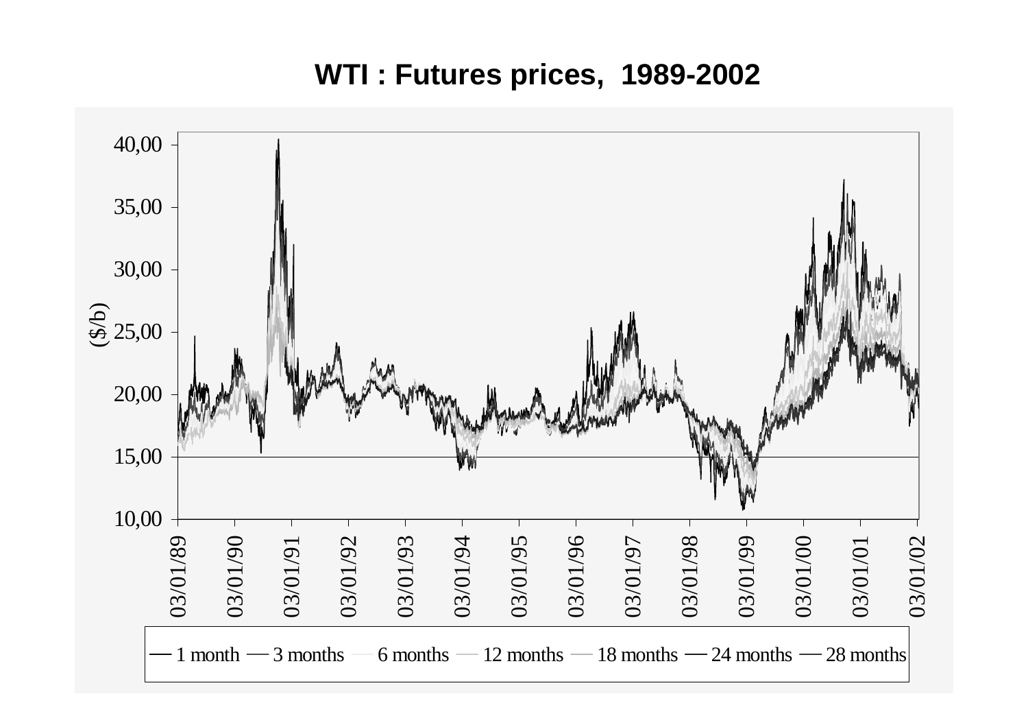**WTI : Futures prices, 1989-2002**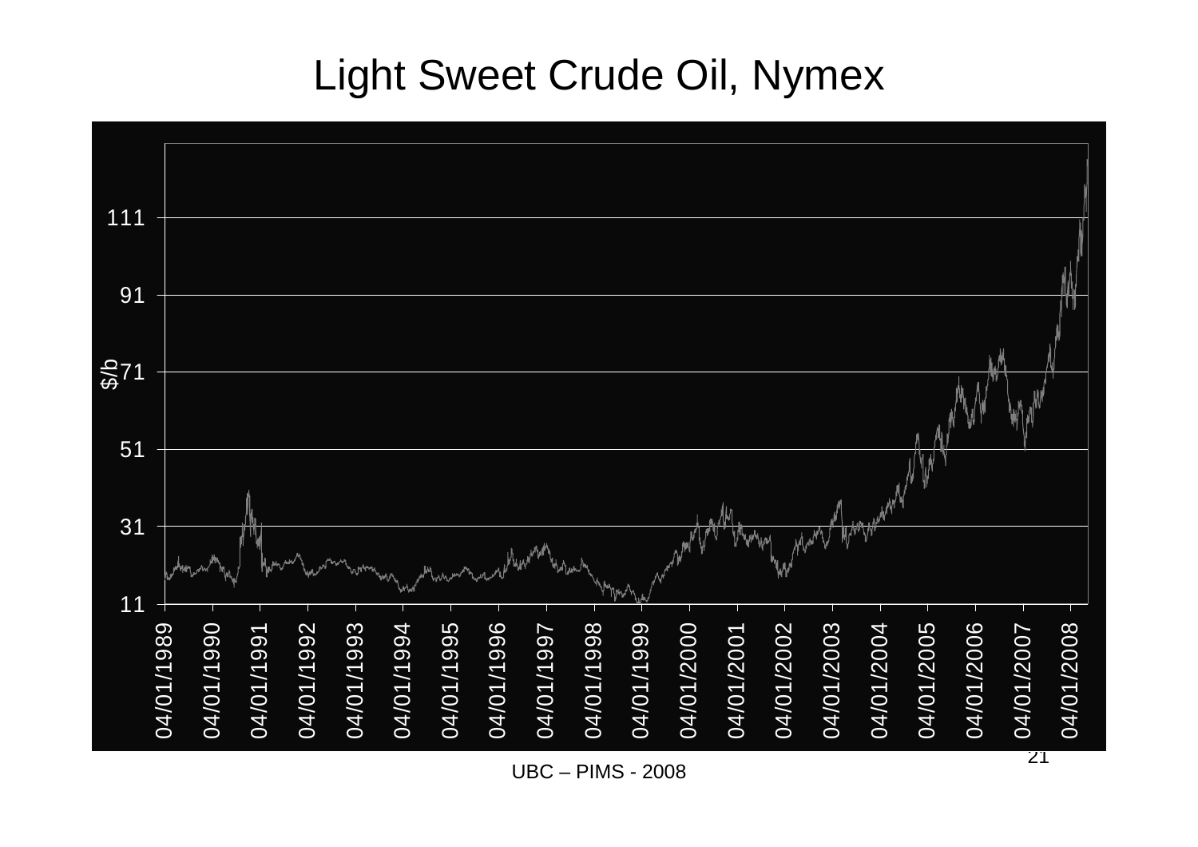# Light Sweet Crude Oil, Nymex

$/b

111

91

71

51

31

11

04/01/1989 04/01/1990 04/01/1991 04/01/1992 04/01/1993 04/01/1994 04/01/1995 04/01/1996 04/01/1997 04/01/1998 04/01/1999 04/01/2000 04/01/2001 04/01/2002 04/01/2003 04/01/2004 04/01/2005 04/01/2006 04/01/2007 04/01/2008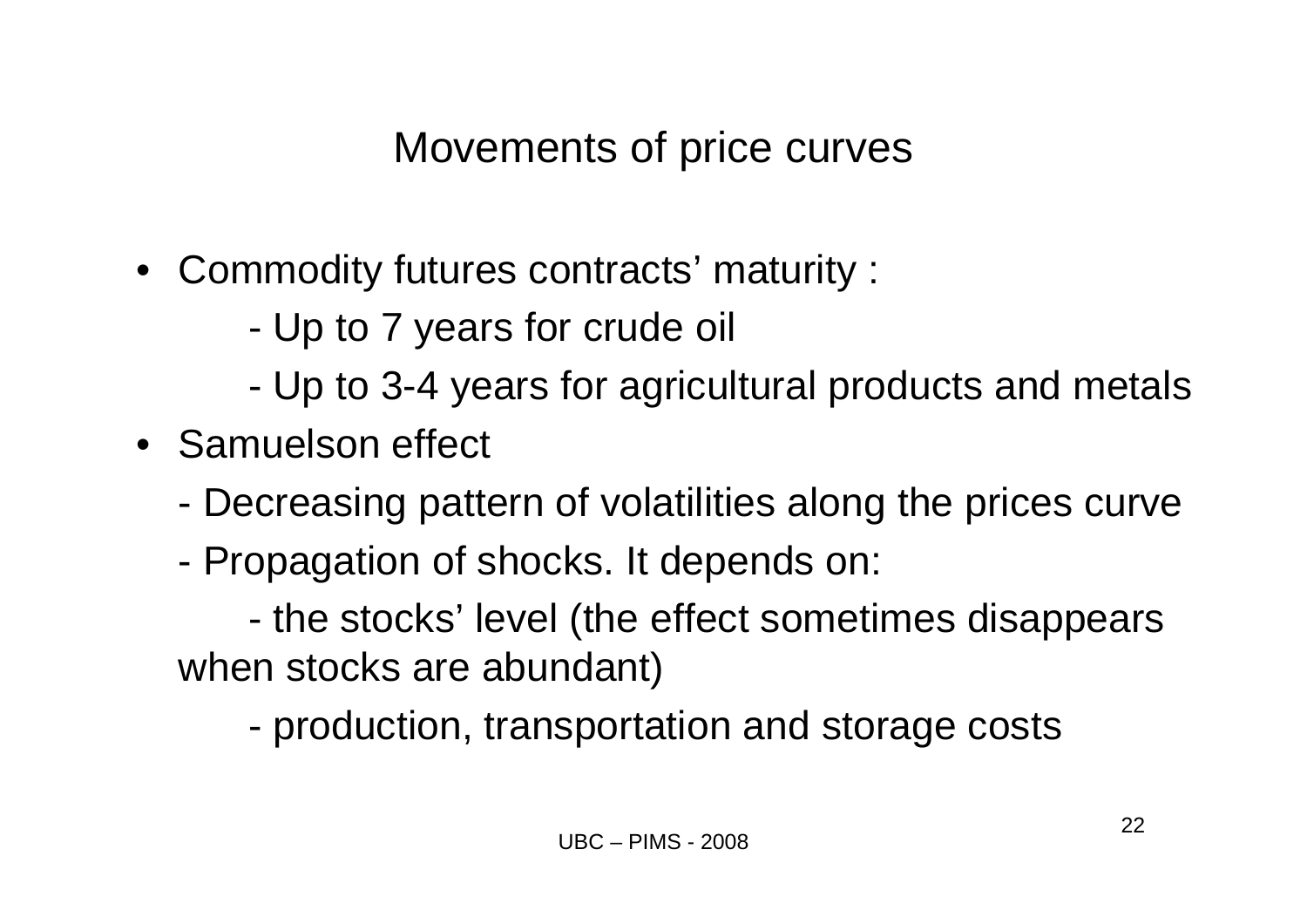# Movements of price curves

- Commodity futures contracts' maturity :
  - Up to 7 years for crude oil
  - Up to 3-4 years for agricultural products and metals
- Samuelson effect
  - Decreasing pattern of volatilities along the prices curve
  - Propagation of shocks. It depends on:
    - the stocks' level (the effect sometimes disappears when stocks are abundant)
    - production, transportation and storage costs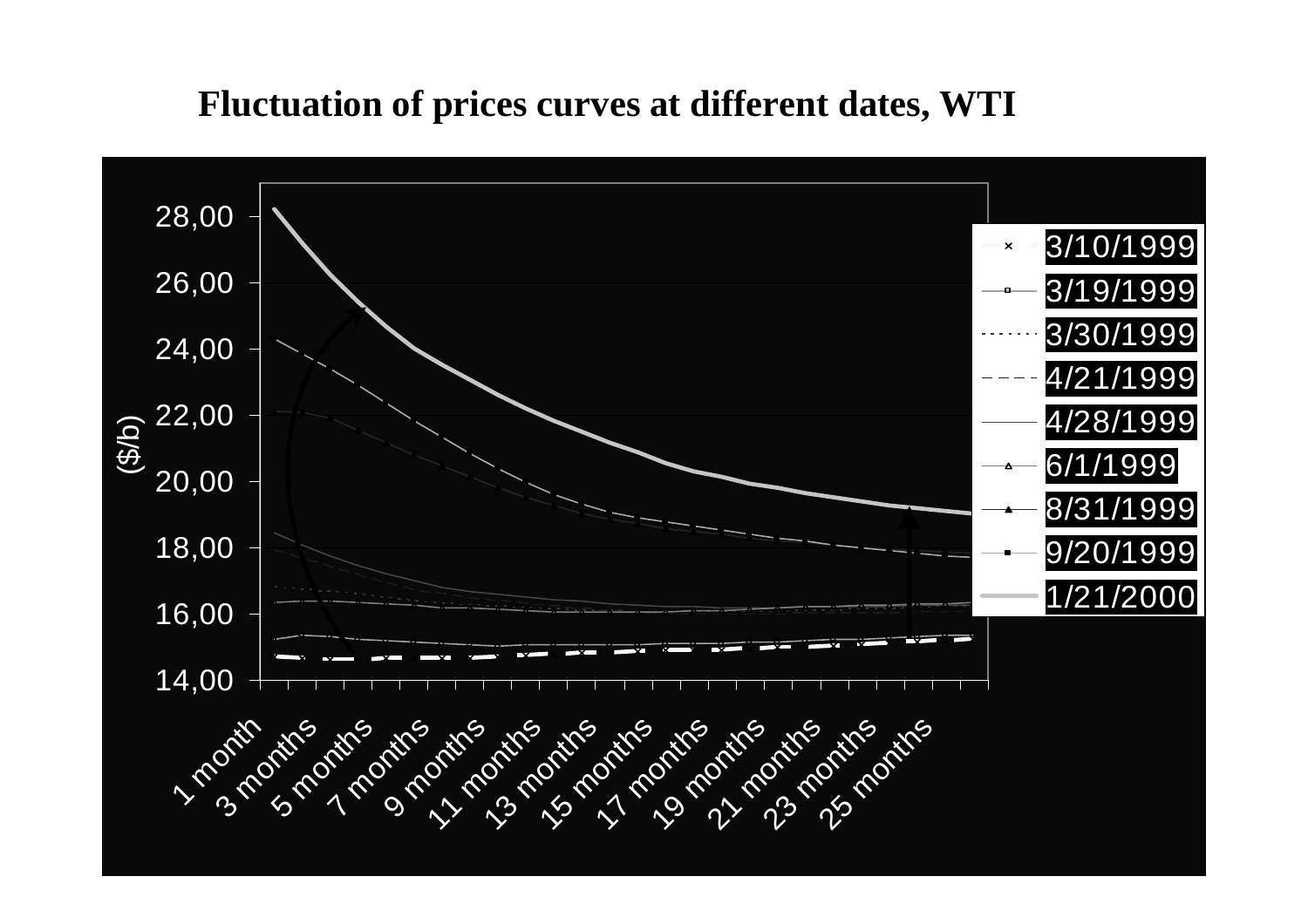**Fluctuation of prices curves at different dates, WTI**

($/b)

28,00
26,00
24,00
22,00
20,00
18,00
16,00
14,00

1 month
3 months
5 months
7 months
9 months
11 months
13 months
15 months
17 months
19 months
21 months
23 months
25 months

3/10/1999
3/19/1999
3/30/1999
4/21/1999
4/28/1999
6/1/1999
8/31/1999
9/20/1999
1/21/2000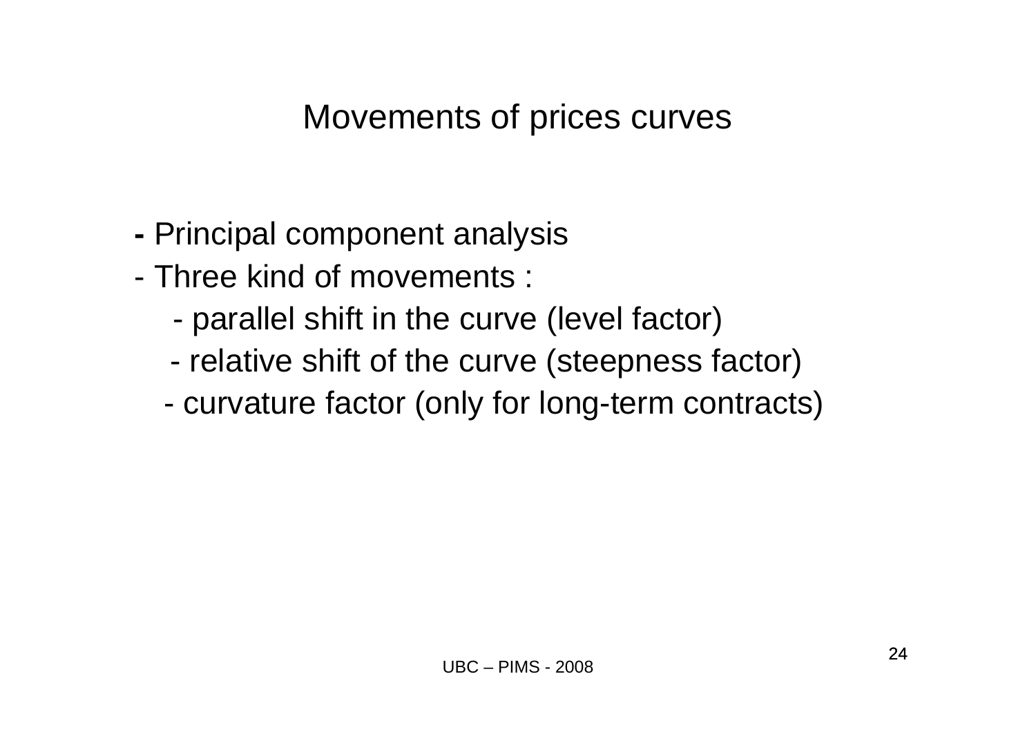# Movements of prices curves

- Principal component analysis
- Three kind of movements :
  - parallel shift in the curve (level factor)
  - relative shift of the curve (steepness factor)
  - curvature factor (only for long-term contracts)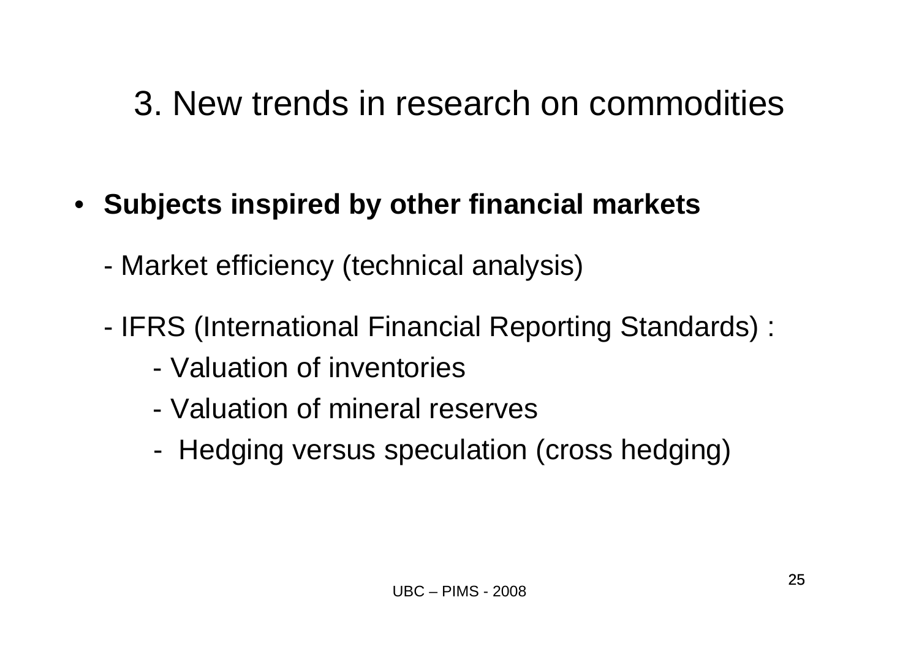# 3. New trends in research on commodities

- **Subjects inspired by other financial markets**

  - Market efficiency (technical analysis)

  - IFRS (International Financial Reporting Standards) :
    - Valuation of inventories
    - Valuation of mineral reserves
    - Hedging versus speculation (cross hedging)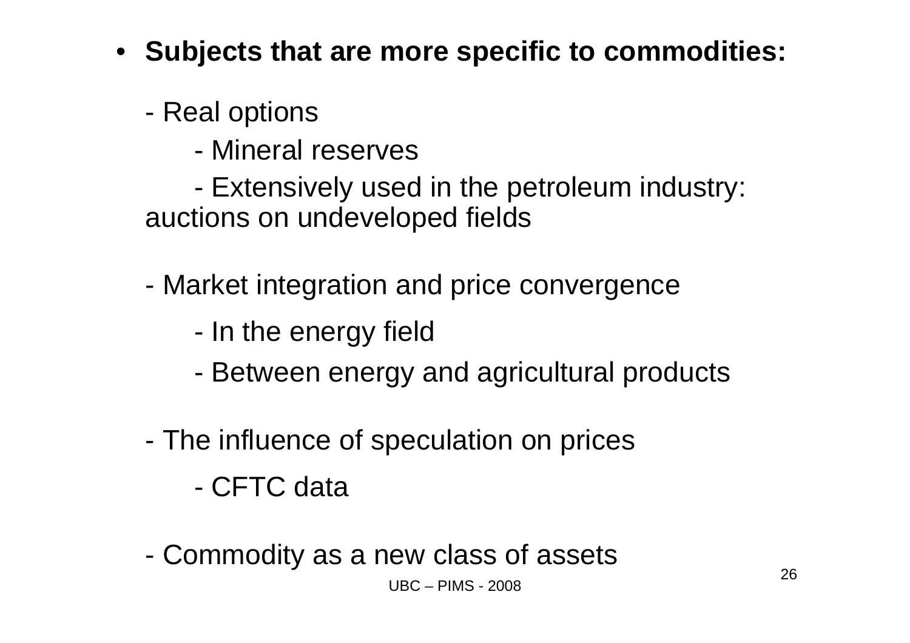- **Subjects that are more specific to commodities:**

  - Real options
    - Mineral reserves
    - Extensively used in the petroleum industry: auctions on undeveloped fields

  - Market integration and price convergence
    - In the energy field
    - Between energy and agricultural products

  - The influence of speculation on prices
    - CFTC data

  - Commodity as a new class of assets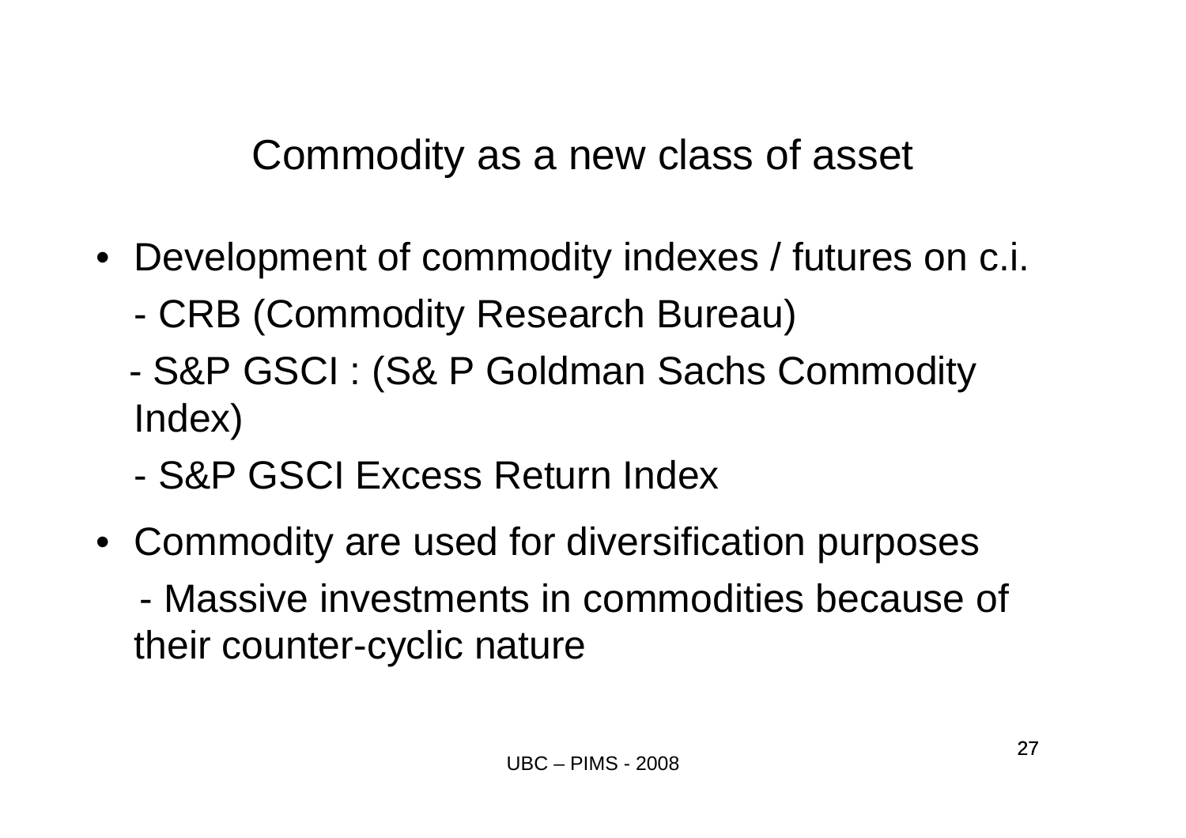# Commodity as a new class of asset

- Development of commodity indexes / futures on c.i.
  - CRB (Commodity Research Bureau)
  - S&P GSCI : (S& P Goldman Sachs Commodity Index)
  - S&P GSCI Excess Return Index
- Commodity are used for diversification purposes
  - Massive investments in commodities because of their counter-cyclic nature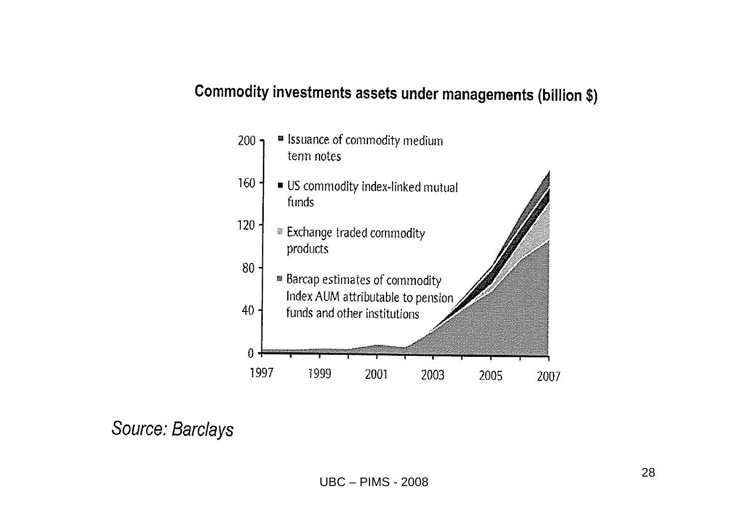**Commodity investments assets under managements (billion $)**

- Issuance of commodity medium term notes
- US commodity index-linked mutual funds
- Exchange traded commodity products
- Barcap estimates of commodity Index AUM attributable to pension funds and other institutions

*Source: Barclays*

UBC – PIMS - 2008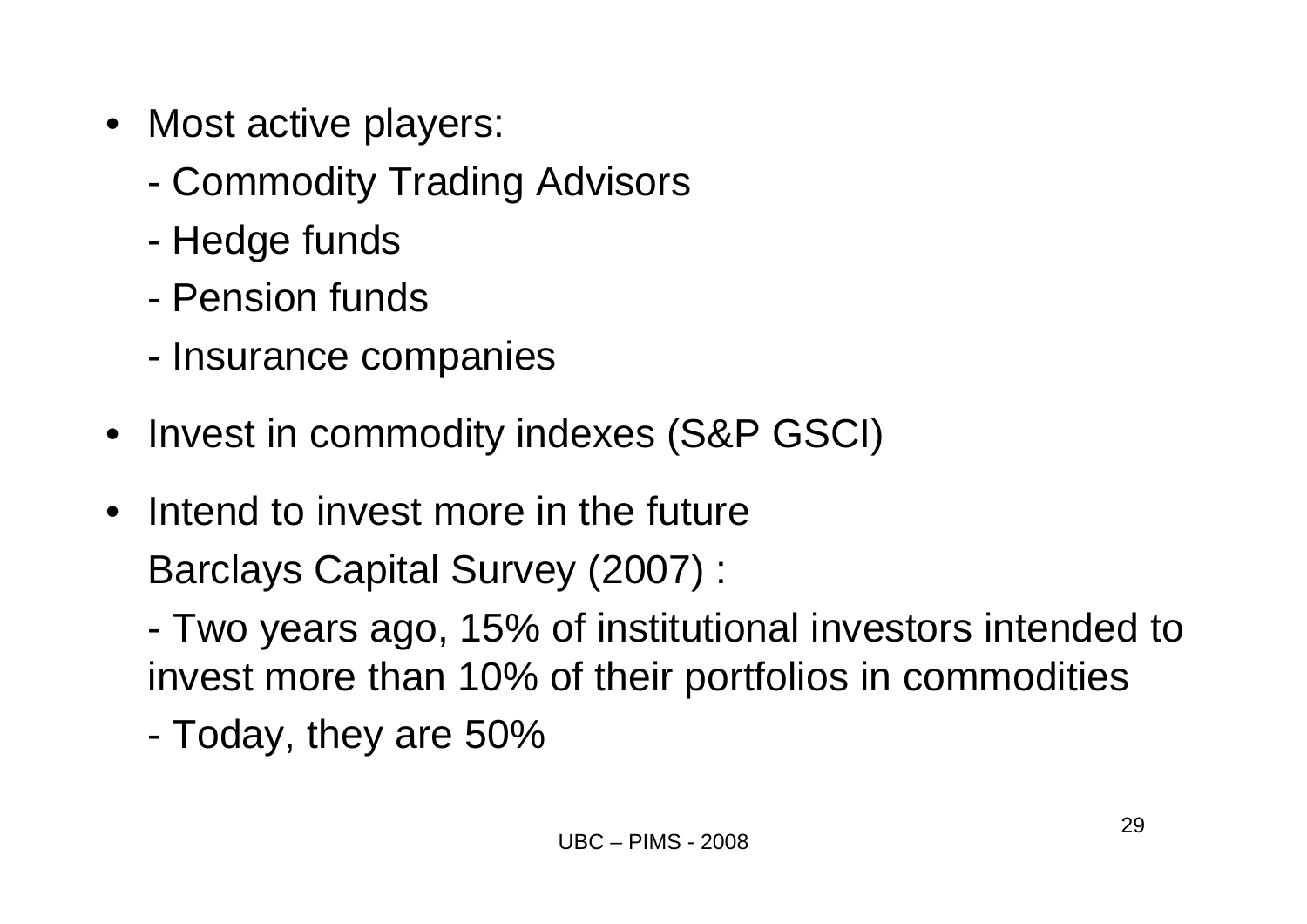- Most active players:
  - Commodity Trading Advisors
  - Hedge funds
  - Pension funds
  - Insurance companies
- Invest in commodity indexes (S&P GSCI)
- Intend to invest more in the future

  Barclays Capital Survey (2007) :

  - Two years ago, 15% of institutional investors intended to invest more than 10% of their portfolios in commodities
  - Today, they are 50%

UBC – PIMS - 2008